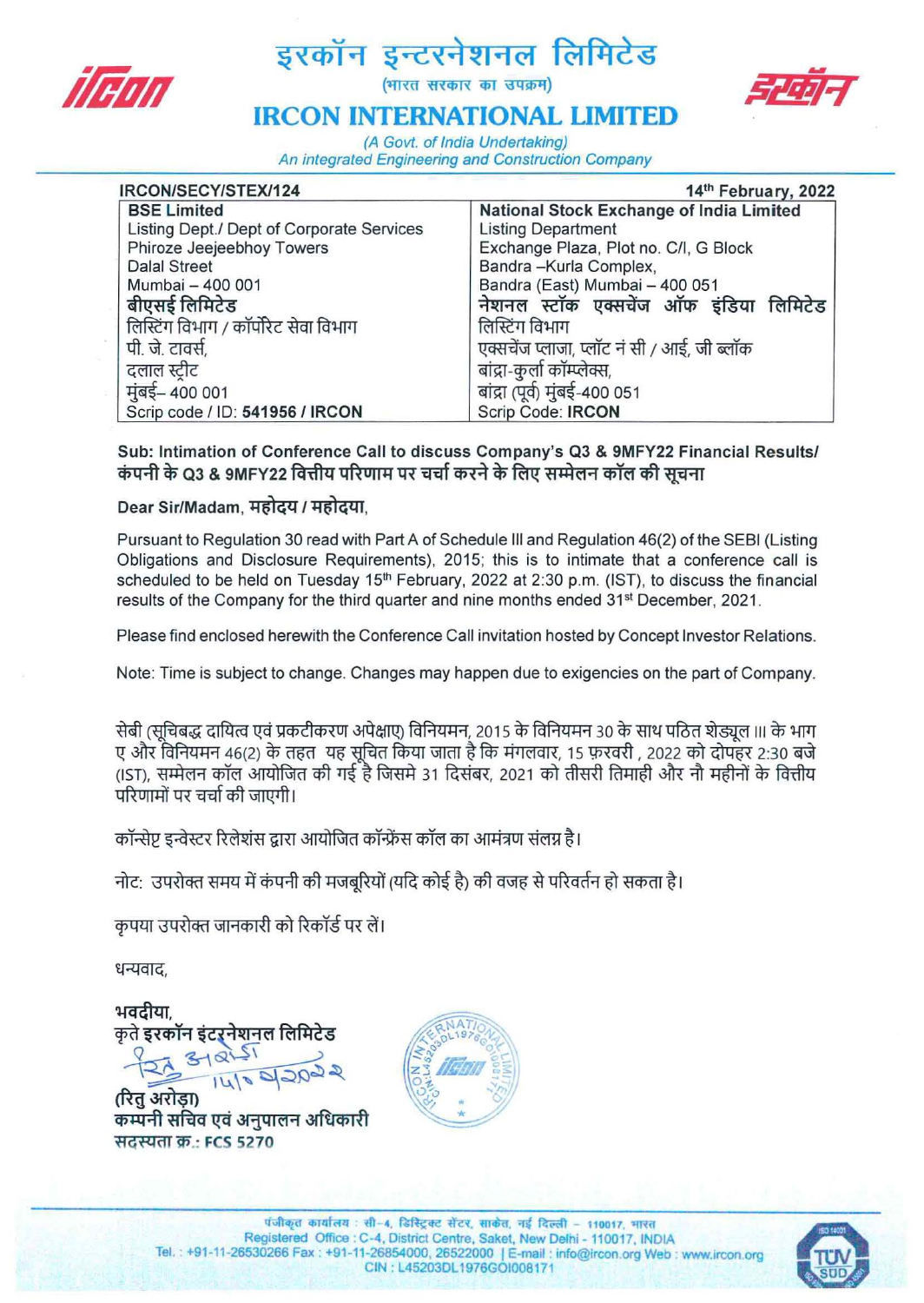# इरकॉन इन्टरनेशनल लिमिटेड

(भारत सरकार का उपक्रम)

# IRCON INTERNATIONAL LIMITED

*(A Govt. of India Undertaking)*
*An integrated Engineering and Construction Company*

**IRCON/SECY/STEX/124** | **14th February, 2022**

| BSE Limited | National Stock Exchange of India Limited |
|---|---|
| Listing Dept./ Dept of Corporate Services | Listing Department |
| Phiroze Jeejeebhoy Towers | Exchange Plaza, Plot no. C/I, G Block |
| Dalal Street | Bandra –Kurla Complex, |
| Mumbai – 400 001 | Bandra (East) Mumbai – 400 051 |
| **बीएसई लिमिटेड** | **नेशनल स्टॉक एक्सचेंज ऑफ इंडिया लिमिटेड** |
| लिस्टिंग विभाग / कॉर्पोरेट सेवा विभाग | लिस्टिंग विभाग |
| पी. जे. टावर्स, | एक्सचेंज प्लाजा, प्लॉट नं सी / आई, जी ब्लॉक |
| दलाल स्ट्रीट | बांद्रा-कुर्ला कॉम्प्लेक्स, |
| मुंबई– 400 001 | बांद्रा (पूर्व) मुंबई-400 051 |
| Scrip code / ID: **541956 / IRCON** | Scrip Code: **IRCON** |

**Sub: Intimation of Conference Call to discuss Company's Q3 & 9MFY22 Financial Results/ कंपनी के Q3 & 9MFY22 वित्तीय परिणाम पर चर्चा करने के लिए सम्मेलन कॉल की सूचना**

**Dear Sir/Madam, महोदय / महोदया,**

Pursuant to Regulation 30 read with Part A of Schedule III and Regulation 46(2) of the SEBI (Listing Obligations and Disclosure Requirements), 2015; this is to intimate that a conference call is scheduled to be held on Tuesday 15th February, 2022 at 2:30 p.m. (IST), to discuss the financial results of the Company for the third quarter and nine months ended 31st December, 2021.

Please find enclosed herewith the Conference Call invitation hosted by Concept Investor Relations.

Note: Time is subject to change. Changes may happen due to exigencies on the part of Company.

सेबी (सूचिबद्ध दायित्व एवं प्रकटीकरण अपेक्षाए) विनियमन, 2015 के विनियमन 30 के साथ पठित शेड्यूल III के भाग ए और विनियमन 46(2) के तहत यह सूचित किया जाता है कि मंगलवार, 15 फ़रवरी , 2022 को दोपहर 2:30 बजे (IST), सम्मेलन कॉल आयोजित की गई है जिसमे 31 दिसंबर, 2021 को तीसरी तिमाही और नौ महीनों के वित्तीय परिणामों पर चर्चा की जाएगी।

कॉन्सेप्ट इन्वेस्टर रिलेशंस द्वारा आयोजित कॉन्फ्रेंस कॉल का आमंत्रण संलग्न है।

नोट: उपरोक्त समय में कंपनी की मजबूरियों (यदि कोई है) की वजह से परिवर्तन हो सकता है।

कृपया उपरोक्त जानकारी को रिकॉर्ड पर लें।

धन्यवाद,

**भवदीया,**
**कृते इरकॉन इंटरनेशनल लिमिटेड**

14/02/2022

**(रितु अरोड़ा)**
**कम्पनी सचिव एवं अनुपालन अधिकारी**
**सदस्यता क्र.: FCS 5270**

पंजीकृत कार्यालय : सी-4, डिस्ट्रिक्ट सेंटर, साकेत, नई दिल्ली - 110017, भारत
Registered Office : C-4, District Centre, Saket, New Delhi - 110017, INDIA
Tel. : +91-11-26530266 Fax : +91-11-26854000, 26522000 | E-mail : info@ircon.org Web : www.ircon.org
CIN : L45203DL1976GOI008171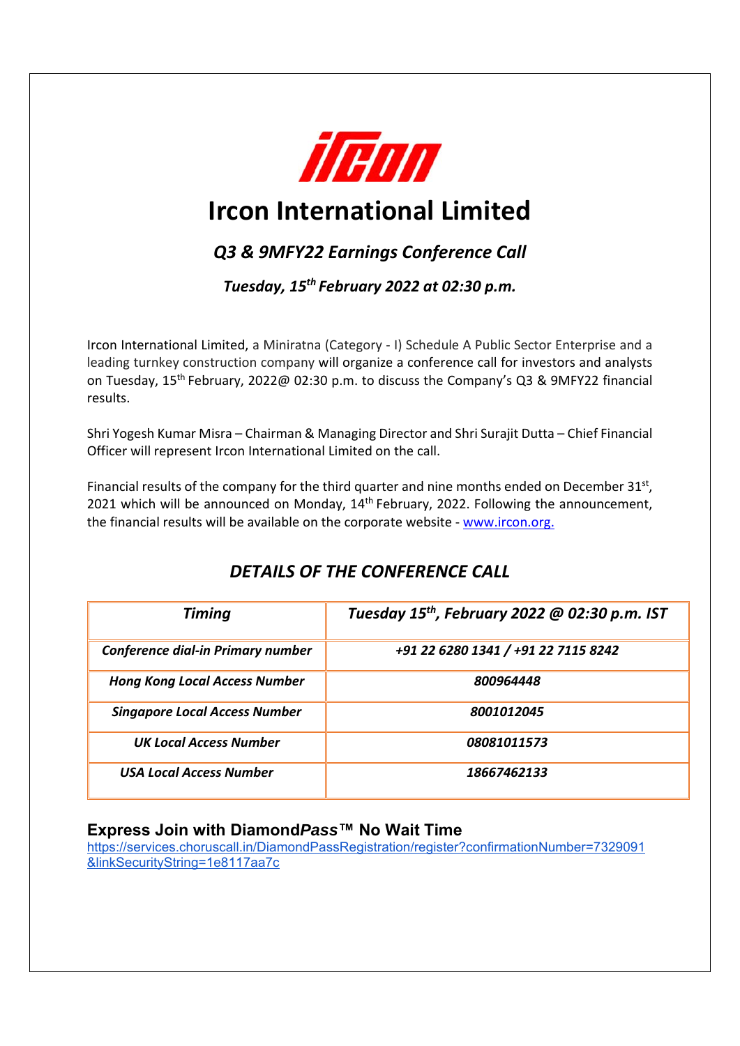# Ircon International Limited

## *Q3 & 9MFY22 Earnings Conference Call*

### *Tuesday, 15th February 2022 at 02:30 p.m.*

Ircon International Limited, a Miniratna (Category - I) Schedule A Public Sector Enterprise and a leading turnkey construction company will organize a conference call for investors and analysts on Tuesday, 15th February, 2022@ 02:30 p.m. to discuss the Company's Q3 & 9MFY22 financial results.

Shri Yogesh Kumar Misra – Chairman & Managing Director and Shri Surajit Dutta – Chief Financial Officer will represent Ircon International Limited on the call.

Financial results of the company for the third quarter and nine months ended on December 31st, 2021 which will be announced on Monday, 14th February, 2022. Following the announcement, the financial results will be available on the corporate website - www.ircon.org.

## *DETAILS OF THE CONFERENCE CALL*

| *Timing* | *Tuesday 15th, February 2022 @ 02:30 p.m. IST* |
|---|---|
| *Conference dial-in Primary number* | *+91 22 6280 1341 / +91 22 7115 8242* |
| *Hong Kong Local Access Number* | *800964448* |
| *Singapore Local Access Number* | *8001012045* |
| *UK Local Access Number* | *08081011573* |
| *USA Local Access Number* | *18667462133* |

### Express Join with Diamond*Pass*™ No Wait Time

https://services.choruscall.in/DiamondPassRegistration/register?confirmationNumber=7329091&linkSecurityString=1e8117aa7c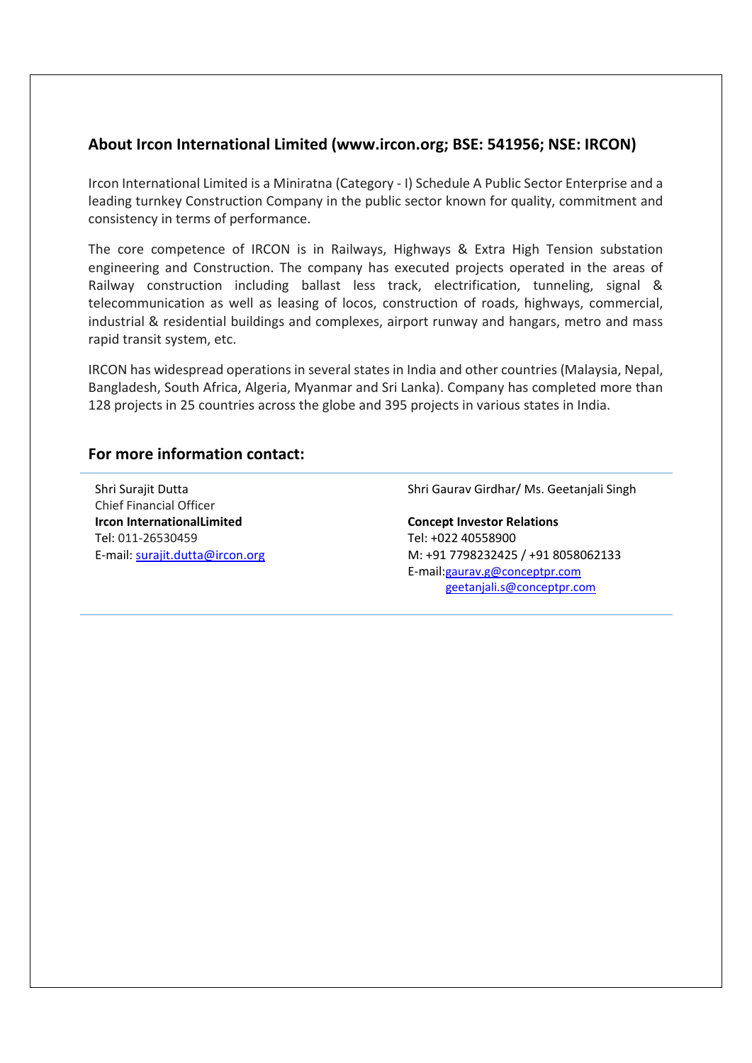## About Ircon International Limited (www.ircon.org; BSE: 541956; NSE: IRCON)

Ircon International Limited is a Miniratna (Category - I) Schedule A Public Sector Enterprise and a leading turnkey Construction Company in the public sector known for quality, commitment and consistency in terms of performance.

The core competence of IRCON is in Railways, Highways & Extra High Tension substation engineering and Construction. The company has executed projects operated in the areas of Railway construction including ballast less track, electrification, tunneling, signal & telecommunication as well as leasing of locos, construction of roads, highways, commercial, industrial & residential buildings and complexes, airport runway and hangars, metro and mass rapid transit system, etc.

IRCON has widespread operations in several states in India and other countries (Malaysia, Nepal, Bangladesh, South Africa, Algeria, Myanmar and Sri Lanka). Company has completed more than 128 projects in 25 countries across the globe and 395 projects in various states in India.

## For more information contact:

Shri Surajit Dutta
Chief Financial Officer
**Ircon InternationalLimited**
Tel: 011-26530459
E-mail: surajit.dutta@ircon.org

Shri Gaurav Girdhar/ Ms. Geetanjali Singh

**Concept Investor Relations**
Tel: +022 40558900
M: +91 7798232425 / +91 8058062133
E-mail:gaurav.g@conceptpr.com
geetanjali.s@conceptpr.com